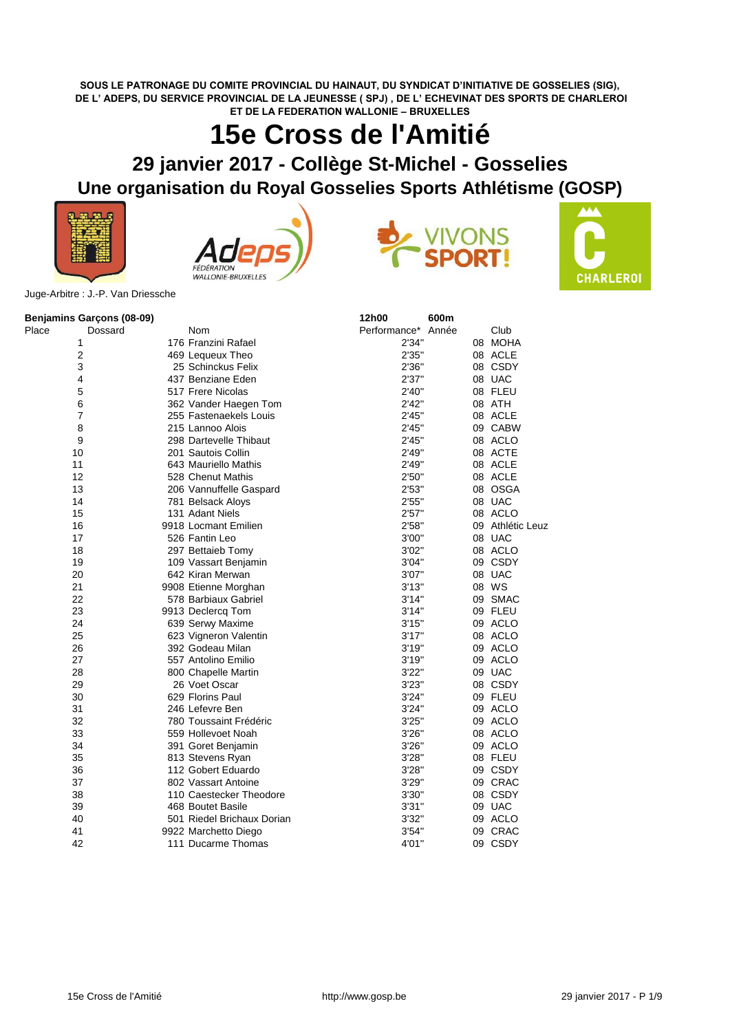**SOUS LE PATRONAGE DU COMITE PROVINCIAL DU HAINAUT, DU SYNDICAT D'INITIATIVE DE GOSSELIES (SIG), DE L' ADEPS, DU SERVICE PROVINCIAL DE LA JEUNESSE ( SPJ) , DE L' ECHEVINAT DES SPORTS DE CHARLEROI ET DE LA FEDERATION WALLONIE – BRUXELLES**

# 15e Cross de l'Amitié

## 29 janvier 2017 - Collège St-Michel - Gosselies

## Une organisation du Royal Gosselies Sports Athlétisme (GOSP)

Juge-Arbitre : J.-P. Van Driessche

**Benjamins Garçons (08-09)** — 12h00 — 600m

| Place | Dossard | Nom | Performance* | Année | Club |
|---|---|---|---|---|---|
| 1 | 176 | Franzini Rafael | 2'34" | 08 | MOHA |
| 2 | 469 | Lequeux Theo | 2'35" | 08 | ACLE |
| 3 | 25 | Schinckus Felix | 2'36" | 08 | CSDY |
| 4 | 437 | Benziane Eden | 2'37" | 08 | UAC |
| 5 | 517 | Frere Nicolas | 2'40" | 08 | FLEU |
| 6 | 362 | Vander Haegen Tom | 2'42" | 08 | ATH |
| 7 | 255 | Fastenaekels Louis | 2'45" | 08 | ACLE |
| 8 | 215 | Lannoo Alois | 2'45" | 09 | CABW |
| 9 | 298 | Dartevelle Thibaut | 2'45" | 08 | ACLO |
| 10 | 201 | Sautois Collin | 2'49" | 08 | ACTE |
| 11 | 643 | Mauriello Mathis | 2'49" | 08 | ACLE |
| 12 | 528 | Chenut Mathis | 2'50" | 08 | ACLE |
| 13 | 206 | Vannuffelle Gaspard | 2'53" | 08 | OSGA |
| 14 | 781 | Belsack Aloys | 2'55" | 08 | UAC |
| 15 | 131 | Adant Niels | 2'57" | 08 | ACLO |
| 16 | 9918 | Locmant Emilien | 2'58" | 09 | Athlétic Leuz |
| 17 | 526 | Fantin Leo | 3'00" | 08 | UAC |
| 18 | 297 | Bettaieb Tomy | 3'02" | 08 | ACLO |
| 19 | 109 | Vassart Benjamin | 3'04" | 09 | CSDY |
| 20 | 642 | Kiran Merwan | 3'07" | 08 | UAC |
| 21 | 9908 | Etienne Morghan | 3'13" | 08 | WS |
| 22 | 578 | Barbiaux Gabriel | 3'14" | 09 | SMAC |
| 23 | 9913 | Declercq Tom | 3'14" | 09 | FLEU |
| 24 | 639 | Serwy Maxime | 3'15" | 09 | ACLO |
| 25 | 623 | Vigneron Valentin | 3'17" | 08 | ACLO |
| 26 | 392 | Godeau Milan | 3'19" | 09 | ACLO |
| 27 | 557 | Antolino Emilio | 3'19" | 09 | ACLO |
| 28 | 800 | Chapelle Martin | 3'22" | 09 | UAC |
| 29 | 26 | Voet Oscar | 3'23" | 08 | CSDY |
| 30 | 629 | Florins Paul | 3'24" | 09 | FLEU |
| 31 | 246 | Lefevre Ben | 3'24" | 09 | ACLO |
| 32 | 780 | Toussaint Frédéric | 3'25" | 09 | ACLO |
| 33 | 559 | Hollevoet Noah | 3'26" | 08 | ACLO |
| 34 | 391 | Goret Benjamin | 3'26" | 09 | ACLO |
| 35 | 813 | Stevens Ryan | 3'28" | 08 | FLEU |
| 36 | 112 | Gobert Eduardo | 3'28" | 09 | CSDY |
| 37 | 802 | Vassart Antoine | 3'29" | 09 | CRAC |
| 38 | 110 | Caestecker Theodore | 3'30" | 08 | CSDY |
| 39 | 468 | Boutet Basile | 3'31" | 09 | UAC |
| 40 | 501 | Riedel Brichaux Dorian | 3'32" | 09 | ACLO |
| 41 | 9922 | Marchetto Diego | 3'54" | 09 | CRAC |
| 42 | 111 | Ducarme Thomas | 4'01" | 09 | CSDY |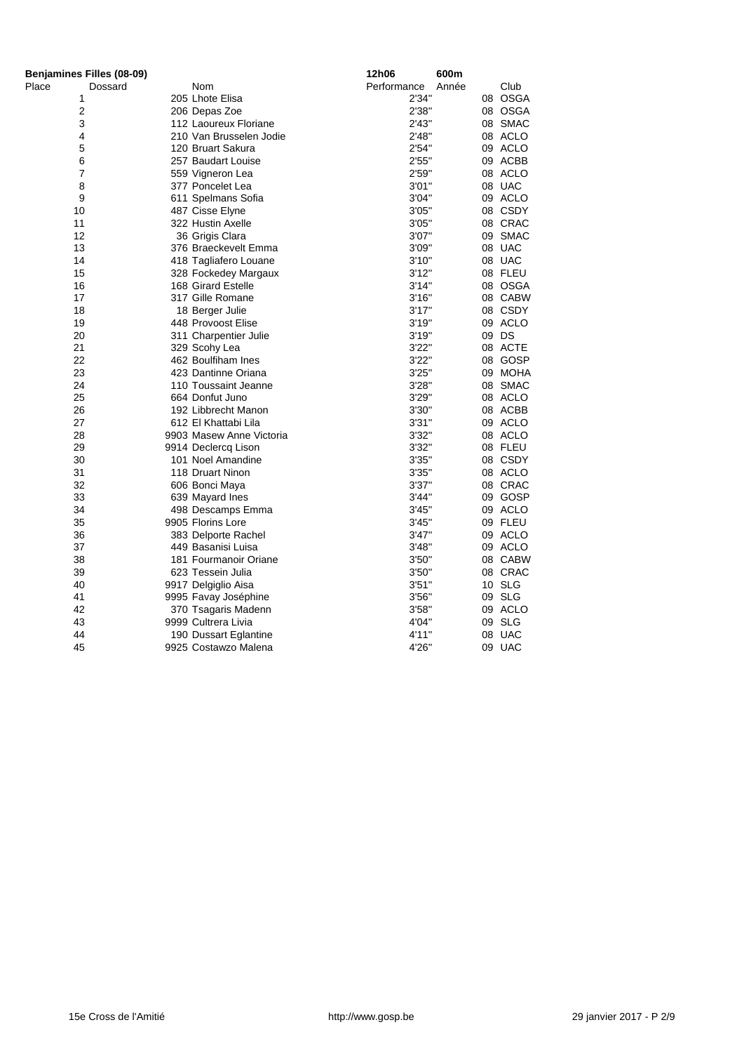**Benjamines Filles (08-09)** **12h06** **600m**

| Place | Dossard | Nom | Performance | Année | Club |
|---|---|---|---|---|---|
| 1 | 205 | Lhote Elisa | 2'34" | 08 | OSGA |
| 2 | 206 | Depas Zoe | 2'38" | 08 | OSGA |
| 3 | 112 | Laoureux Floriane | 2'43" | 08 | SMAC |
| 4 | 210 | Van Brusselen Jodie | 2'48" | 08 | ACLO |
| 5 | 120 | Bruart Sakura | 2'54" | 09 | ACLO |
| 6 | 257 | Baudart Louise | 2'55" | 09 | ACBB |
| 7 | 559 | Vigneron Lea | 2'59" | 08 | ACLO |
| 8 | 377 | Poncelet Lea | 3'01" | 08 | UAC |
| 9 | 611 | Spelmans Sofia | 3'04" | 09 | ACLO |
| 10 | 487 | Cisse Elyne | 3'05" | 08 | CSDY |
| 11 | 322 | Hustin Axelle | 3'05" | 08 | CRAC |
| 12 | 36 | Grigis Clara | 3'07" | 09 | SMAC |
| 13 | 376 | Braeckevelt Emma | 3'09" | 08 | UAC |
| 14 | 418 | Tagliafero Louane | 3'10" | 08 | UAC |
| 15 | 328 | Fockedey Margaux | 3'12" | 08 | FLEU |
| 16 | 168 | Girard Estelle | 3'14" | 08 | OSGA |
| 17 | 317 | Gille Romane | 3'16" | 08 | CABW |
| 18 | 18 | Berger Julie | 3'17" | 08 | CSDY |
| 19 | 448 | Provoost Elise | 3'19" | 09 | ACLO |
| 20 | 311 | Charpentier Julie | 3'19" | 09 | DS |
| 21 | 329 | Scohy Lea | 3'22" | 08 | ACTE |
| 22 | 462 | Boulfiham Ines | 3'22" | 08 | GOSP |
| 23 | 423 | Dantinne Oriana | 3'25" | 09 | MOHA |
| 24 | 110 | Toussaint Jeanne | 3'28" | 08 | SMAC |
| 25 | 664 | Donfut Juno | 3'29" | 08 | ACLO |
| 26 | 192 | Libbrecht Manon | 3'30" | 08 | ACBB |
| 27 | 612 | El Khattabi Lila | 3'31" | 09 | ACLO |
| 28 | 9903 | Masew Anne Victoria | 3'32" | 08 | ACLO |
| 29 | 9914 | Declercq Lison | 3'32" | 08 | FLEU |
| 30 | 101 | Noel Amandine | 3'35" | 08 | CSDY |
| 31 | 118 | Druart Ninon | 3'35" | 08 | ACLO |
| 32 | 606 | Bonci Maya | 3'37" | 08 | CRAC |
| 33 | 639 | Mayard Ines | 3'44" | 09 | GOSP |
| 34 | 498 | Descamps Emma | 3'45" | 09 | ACLO |
| 35 | 9905 | Florins Lore | 3'45" | 09 | FLEU |
| 36 | 383 | Delporte Rachel | 3'47" | 09 | ACLO |
| 37 | 449 | Basanisi Luisa | 3'48" | 09 | ACLO |
| 38 | 181 | Fourmanoir Oriane | 3'50" | 08 | CABW |
| 39 | 623 | Tessein Julia | 3'50" | 08 | CRAC |
| 40 | 9917 | Delgiglio Aisa | 3'51" | 10 | SLG |
| 41 | 9995 | Favay Joséphine | 3'56" | 09 | SLG |
| 42 | 370 | Tsagaris Madenn | 3'58" | 09 | ACLO |
| 43 | 9999 | Cultrera Livia | 4'04" | 09 | SLG |
| 44 | 190 | Dussart Eglantine | 4'11" | 08 | UAC |
| 45 | 9925 | Costawzo Malena | 4'26" | 09 | UAC |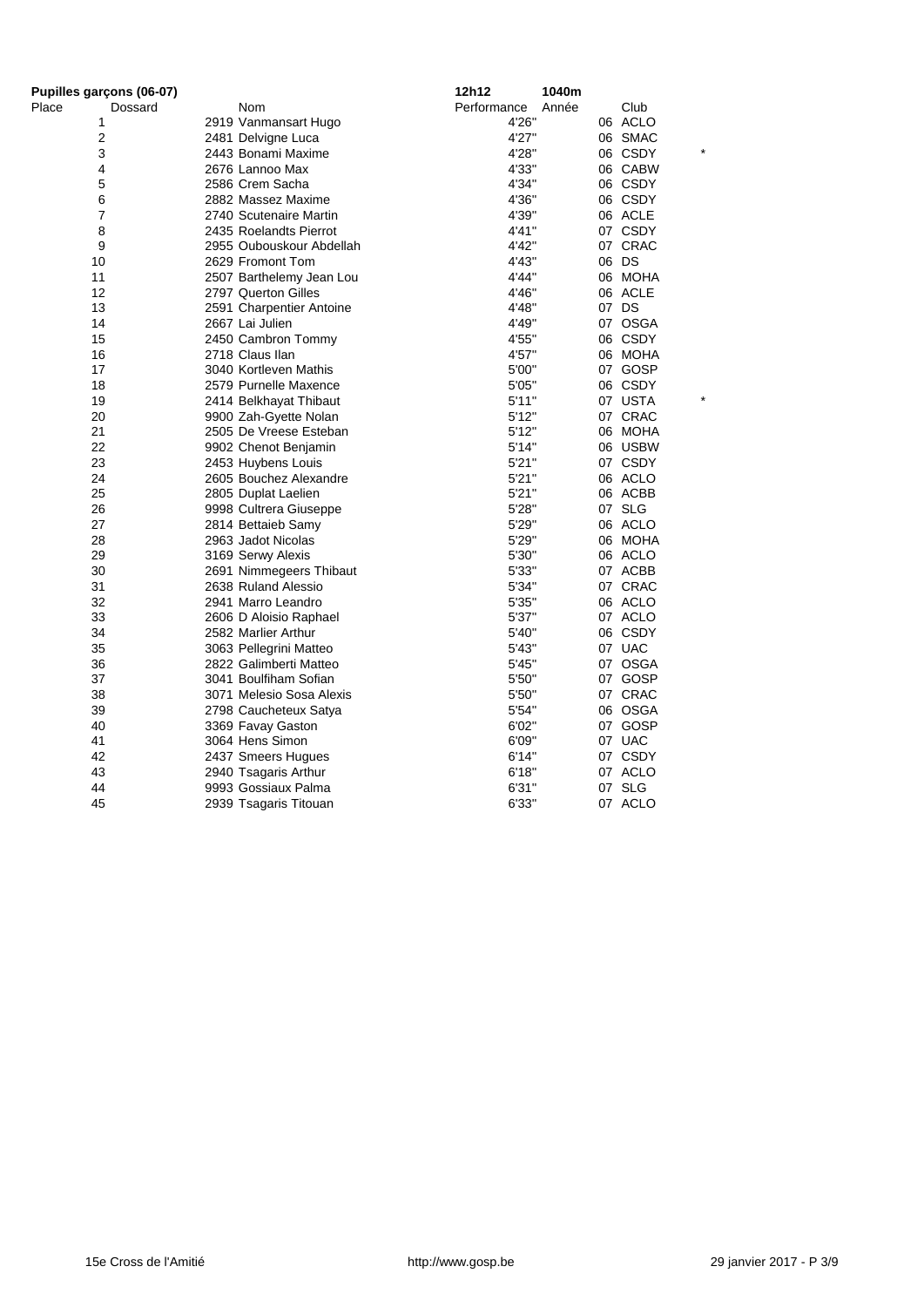**Pupilles garçons (06-07)** **12h12** **1040m**

| Place | Dossard | Nom | Performance | Année | Club | |
|---|---|---|---|---|---|---|
| 1 | 2919 | Vanmansart Hugo | 4'26" | 06 | ACLO | |
| 2 | 2481 | Delvigne Luca | 4'27" | 06 | SMAC | |
| 3 | 2443 | Bonami Maxime | 4'28" | 06 | CSDY | * |
| 4 | 2676 | Lannoo Max | 4'33" | 06 | CABW | |
| 5 | 2586 | Crem Sacha | 4'34" | 06 | CSDY | |
| 6 | 2882 | Massez Maxime | 4'36" | 06 | CSDY | |
| 7 | 2740 | Scutenaire Martin | 4'39" | 06 | ACLE | |
| 8 | 2435 | Roelandts Pierrot | 4'41" | 07 | CSDY | |
| 9 | 2955 | Oubouskour Abdellah | 4'42" | 07 | CRAC | |
| 10 | 2629 | Fromont Tom | 4'43" | 06 | DS | |
| 11 | 2507 | Barthelemy Jean Lou | 4'44" | 06 | MOHA | |
| 12 | 2797 | Querton Gilles | 4'46" | 06 | ACLE | |
| 13 | 2591 | Charpentier Antoine | 4'48" | 07 | DS | |
| 14 | 2667 | Lai Julien | 4'49" | 07 | OSGA | |
| 15 | 2450 | Cambron Tommy | 4'55" | 06 | CSDY | |
| 16 | 2718 | Claus Ilan | 4'57" | 06 | MOHA | |
| 17 | 3040 | Kortleven Mathis | 5'00" | 07 | GOSP | |
| 18 | 2579 | Purnelle Maxence | 5'05" | 06 | CSDY | |
| 19 | 2414 | Belkhayat Thibaut | 5'11" | 07 | USTA | * |
| 20 | 9900 | Zah-Gyette Nolan | 5'12" | 07 | CRAC | |
| 21 | 2505 | De Vreese Esteban | 5'12" | 06 | MOHA | |
| 22 | 9902 | Chenot Benjamin | 5'14" | 06 | USBW | |
| 23 | 2453 | Huybens Louis | 5'21" | 07 | CSDY | |
| 24 | 2605 | Bouchez Alexandre | 5'21" | 06 | ACLO | |
| 25 | 2805 | Duplat Laelien | 5'21" | 06 | ACBB | |
| 26 | 9998 | Cultrera Giuseppe | 5'28" | 07 | SLG | |
| 27 | 2814 | Bettaieb Samy | 5'29" | 06 | ACLO | |
| 28 | 2963 | Jadot Nicolas | 5'29" | 06 | MOHA | |
| 29 | 3169 | Serwy Alexis | 5'30" | 06 | ACLO | |
| 30 | 2691 | Nimmegeers Thibaut | 5'33" | 07 | ACBB | |
| 31 | 2638 | Ruland Alessio | 5'34" | 07 | CRAC | |
| 32 | 2941 | Marro Leandro | 5'35" | 06 | ACLO | |
| 33 | 2606 | D Aloisio Raphael | 5'37" | 07 | ACLO | |
| 34 | 2582 | Marlier Arthur | 5'40" | 06 | CSDY | |
| 35 | 3063 | Pellegrini Matteo | 5'43" | 07 | UAC | |
| 36 | 2822 | Galimberti Matteo | 5'45" | 07 | OSGA | |
| 37 | 3041 | Boulfiham Sofian | 5'50" | 07 | GOSP | |
| 38 | 3071 | Melesio Sosa Alexis | 5'50" | 07 | CRAC | |
| 39 | 2798 | Caucheteux Satya | 5'54" | 06 | OSGA | |
| 40 | 3369 | Favay Gaston | 6'02" | 07 | GOSP | |
| 41 | 3064 | Hens Simon | 6'09" | 07 | UAC | |
| 42 | 2437 | Smeers Hugues | 6'14" | 07 | CSDY | |
| 43 | 2940 | Tsagaris Arthur | 6'18" | 07 | ACLO | |
| 44 | 9993 | Gossiaux Palma | 6'31" | 07 | SLG | |
| 45 | 2939 | Tsagaris Titouan | 6'33" | 07 | ACLO | |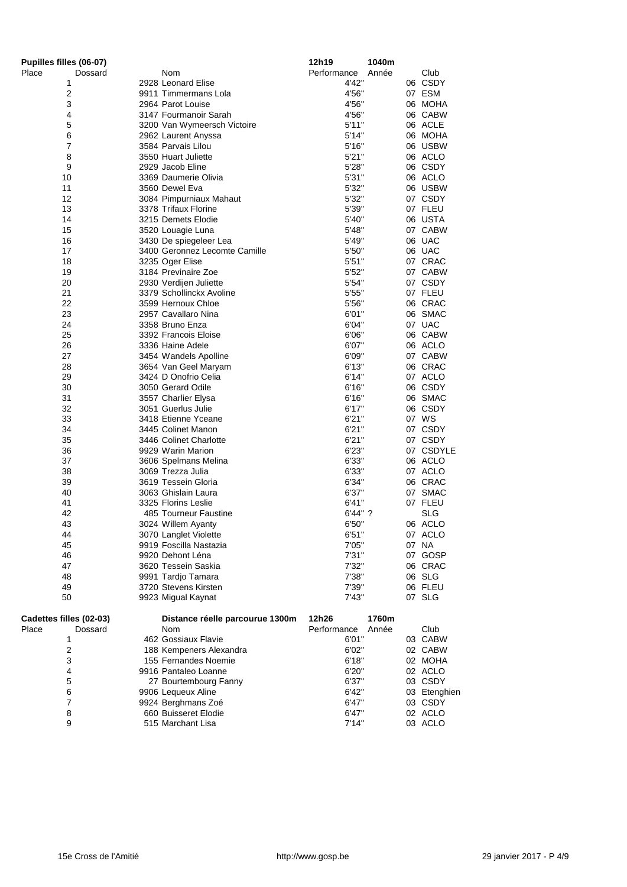## Pupilles filles (06-07)

12h19 — 1040m

| Place | Dossard | Nom | Performance | Année | Club |
|---|---|---|---|---|---|
| 1 | 2928 | Leonard Elise | 4'42" | 06 | CSDY |
| 2 | 9911 | Timmermans Lola | 4'56" | 07 | ESM |
| 3 | 2964 | Parot Louise | 4'56" | 06 | MOHA |
| 4 | 3147 | Fourmanoir Sarah | 4'56" | 06 | CABW |
| 5 | 3200 | Van Wymeersch Victoire | 5'11" | 06 | ACLE |
| 6 | 2962 | Laurent Anyssa | 5'14" | 06 | MOHA |
| 7 | 3584 | Parvais Lilou | 5'16" | 06 | USBW |
| 8 | 3550 | Huart Juliette | 5'21" | 06 | ACLO |
| 9 | 2929 | Jacob Eline | 5'28" | 06 | CSDY |
| 10 | 3369 | Daumerie Olivia | 5'31" | 06 | ACLO |
| 11 | 3560 | Dewel Eva | 5'32" | 06 | USBW |
| 12 | 3084 | Pimpurniaux Mahaut | 5'32" | 07 | CSDY |
| 13 | 3378 | Trifaux Florine | 5'39" | 07 | FLEU |
| 14 | 3215 | Demets Elodie | 5'40" | 06 | USTA |
| 15 | 3520 | Louagie Luna | 5'48" | 07 | CABW |
| 16 | 3430 | De spiegeleer Lea | 5'49" | 06 | UAC |
| 17 | 3400 | Geronnez Lecomte Camille | 5'50" | 06 | UAC |
| 18 | 3235 | Oger Elise | 5'51" | 07 | CRAC |
| 19 | 3184 | Previnaire Zoe | 5'52" | 07 | CABW |
| 20 | 2930 | Verdijen Juliette | 5'54" | 07 | CSDY |
| 21 | 3379 | Schollinckx Avoline | 5'55" | 07 | FLEU |
| 22 | 3599 | Hernoux Chloe | 5'56" | 06 | CRAC |
| 23 | 2957 | Cavallaro Nina | 6'01" | 06 | SMAC |
| 24 | 3358 | Bruno Enza | 6'04" | 07 | UAC |
| 25 | 3392 | Francois Eloise | 6'06" | 06 | CABW |
| 26 | 3336 | Haine Adele | 6'07" | 06 | ACLO |
| 27 | 3454 | Wandels Apolline | 6'09" | 07 | CABW |
| 28 | 3654 | Van Geel Maryam | 6'13" | 06 | CRAC |
| 29 | 3424 | D Onofrio Celia | 6'14" | 07 | ACLO |
| 30 | 3050 | Gerard Odile | 6'16" | 06 | CSDY |
| 31 | 3557 | Charlier Elysa | 6'16" | 06 | SMAC |
| 32 | 3051 | Guerlus Julie | 6'17" | 06 | CSDY |
| 33 | 3418 | Etienne Yceane | 6'21" | 07 | WS |
| 34 | 3445 | Colinet Manon | 6'21" | 07 | CSDY |
| 35 | 3446 | Colinet Charlotte | 6'21" | 07 | CSDY |
| 36 | 9929 | Warin Marion | 6'23" | 07 | CSDYLE |
| 37 | 3606 | Spelmans Melina | 6'33" | 06 | ACLO |
| 38 | 3069 | Trezza Julia | 6'33" | 07 | ACLO |
| 39 | 3619 | Tessein Gloria | 6'34" | 06 | CRAC |
| 40 | 3063 | Ghislain Laura | 6'37" | 07 | SMAC |
| 41 | 3325 | Florins Leslie | 6'41" | 07 | FLEU |
| 42 | 485 | Tourneur Faustine | 6'44" ? | | SLG |
| 43 | 3024 | Willem Ayanty | 6'50" | 06 | ACLO |
| 44 | 3070 | Langlet Violette | 6'51" | 07 | ACLO |
| 45 | 9919 | Foscilla Nastazia | 7'05" | 07 | NA |
| 46 | 9920 | Dehont Léna | 7'31" | 07 | GOSP |
| 47 | 3620 | Tessein Saskia | 7'32" | 06 | CRAC |
| 48 | 9991 | Tardjo Tamara | 7'38" | 06 | SLG |
| 49 | 3720 | Stevens Kirsten | 7'39" | 06 | FLEU |
| 50 | 9923 | Migual Kaynat | 7'43" | 07 | SLG |

## Cadettes filles (02-03)

Distance réelle parcourue 1300m — 12h26 — 1760m

| Place | Dossard | Nom | Performance | Année | Club |
|---|---|---|---|---|---|
| 1 | 462 | Gossiaux Flavie | 6'01" | 03 | CABW |
| 2 | 188 | Kempeners Alexandra | 6'02" | 02 | CABW |
| 3 | 155 | Fernandes Noemie | 6'18" | 02 | MOHA |
| 4 | 9916 | Pantaleo Loanne | 6'20" | 02 | ACLO |
| 5 | 27 | Bourtembourg Fanny | 6'37" | 03 | CSDY |
| 6 | 9906 | Lequeux Aline | 6'42" | 03 | Etenghien |
| 7 | 9924 | Berghmans Zoé | 6'47" | 03 | CSDY |
| 8 | 660 | Buisseret Elodie | 6'47" | 02 | ACLO |
| 9 | 515 | Marchant Lisa | 7'14" | 03 | ACLO |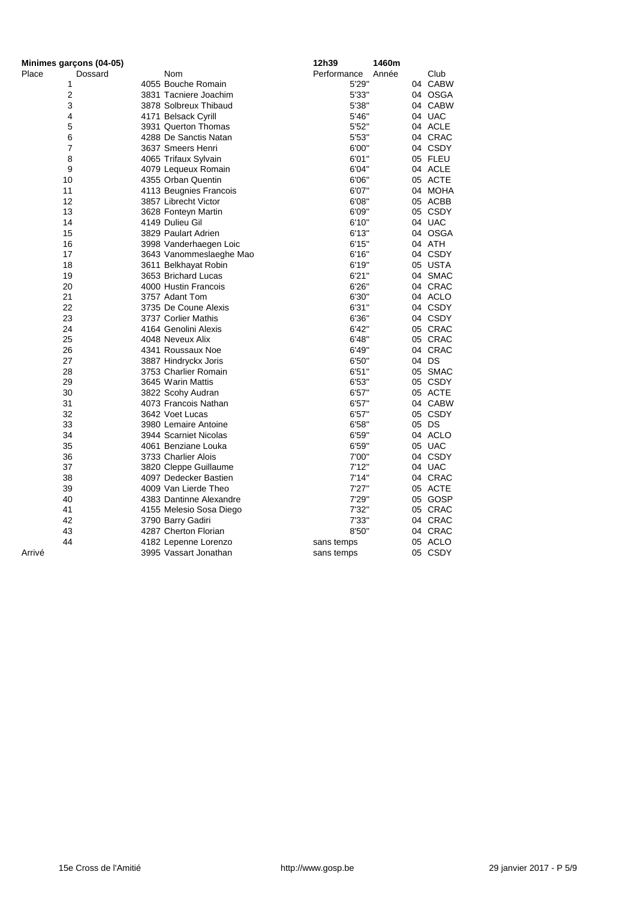| Minimes garçons (04-05) | | | 12h39 | 1460m | |
|---|---|---|---|---|---|
| Place | Dossard | Nom | Performance | Année | Club |
| 1 | 4055 | Bouche Romain | 5'29" | 04 | CABW |
| 2 | 3831 | Tacniere Joachim | 5'33" | 04 | OSGA |
| 3 | 3878 | Solbreux Thibaud | 5'38" | 04 | CABW |
| 4 | 4171 | Belsack Cyrill | 5'46" | 04 | UAC |
| 5 | 3931 | Querton Thomas | 5'52" | 04 | ACLE |
| 6 | 4288 | De Sanctis Natan | 5'53" | 04 | CRAC |
| 7 | 3637 | Smeers Henri | 6'00" | 04 | CSDY |
| 8 | 4065 | Trifaux Sylvain | 6'01" | 05 | FLEU |
| 9 | 4079 | Lequeux Romain | 6'04" | 04 | ACLE |
| 10 | 4355 | Orban Quentin | 6'06" | 05 | ACTE |
| 11 | 4113 | Beugnies Francois | 6'07" | 04 | MOHA |
| 12 | 3857 | Librecht Victor | 6'08" | 05 | ACBB |
| 13 | 3628 | Fonteyn Martin | 6'09" | 05 | CSDY |
| 14 | 4149 | Dulieu Gil | 6'10" | 04 | UAC |
| 15 | 3829 | Paulart Adrien | 6'13" | 04 | OSGA |
| 16 | 3998 | Vanderhaegen Loic | 6'15" | 04 | ATH |
| 17 | 3643 | Vanommeslaeghe Mao | 6'16" | 04 | CSDY |
| 18 | 3611 | Belkhayat Robin | 6'19" | 05 | USTA |
| 19 | 3653 | Brichard Lucas | 6'21" | 04 | SMAC |
| 20 | 4000 | Hustin Francois | 6'26" | 04 | CRAC |
| 21 | 3757 | Adant Tom | 6'30" | 04 | ACLO |
| 22 | 3735 | De Coune Alexis | 6'31" | 04 | CSDY |
| 23 | 3737 | Corlier Mathis | 6'36" | 04 | CSDY |
| 24 | 4164 | Genolini Alexis | 6'42" | 05 | CRAC |
| 25 | 4048 | Neveux Alix | 6'48" | 05 | CRAC |
| 26 | 4341 | Roussaux Noe | 6'49" | 04 | CRAC |
| 27 | 3887 | Hindryckx Joris | 6'50" | 04 | DS |
| 28 | 3753 | Charlier Romain | 6'51" | 05 | SMAC |
| 29 | 3645 | Warin Mattis | 6'53" | 05 | CSDY |
| 30 | 3822 | Scohy Audran | 6'57" | 05 | ACTE |
| 31 | 4073 | Francois Nathan | 6'57" | 04 | CABW |
| 32 | 3642 | Voet Lucas | 6'57" | 05 | CSDY |
| 33 | 3980 | Lemaire Antoine | 6'58" | 05 | DS |
| 34 | 3944 | Scarniet Nicolas | 6'59" | 04 | ACLO |
| 35 | 4061 | Benziane Louka | 6'59" | 05 | UAC |
| 36 | 3733 | Charlier Alois | 7'00" | 04 | CSDY |
| 37 | 3820 | Cleppe Guillaume | 7'12" | 04 | UAC |
| 38 | 4097 | Dedecker Bastien | 7'14" | 04 | CRAC |
| 39 | 4009 | Van Lierde Theo | 7'27" | 05 | ACTE |
| 40 | 4383 | Dantinne Alexandre | 7'29" | 05 | GOSP |
| 41 | 4155 | Melesio Sosa Diego | 7'32" | 05 | CRAC |
| 42 | 3790 | Barry Gadiri | 7'33" | 04 | CRAC |
| 43 | 4287 | Cherton Florian | 8'50" | 04 | CRAC |
| 44 | 4182 | Lepenne Lorenzo | sans temps | 05 | ACLO |
| Arrivé | 3995 | Vassart Jonathan | sans temps | 05 | CSDY |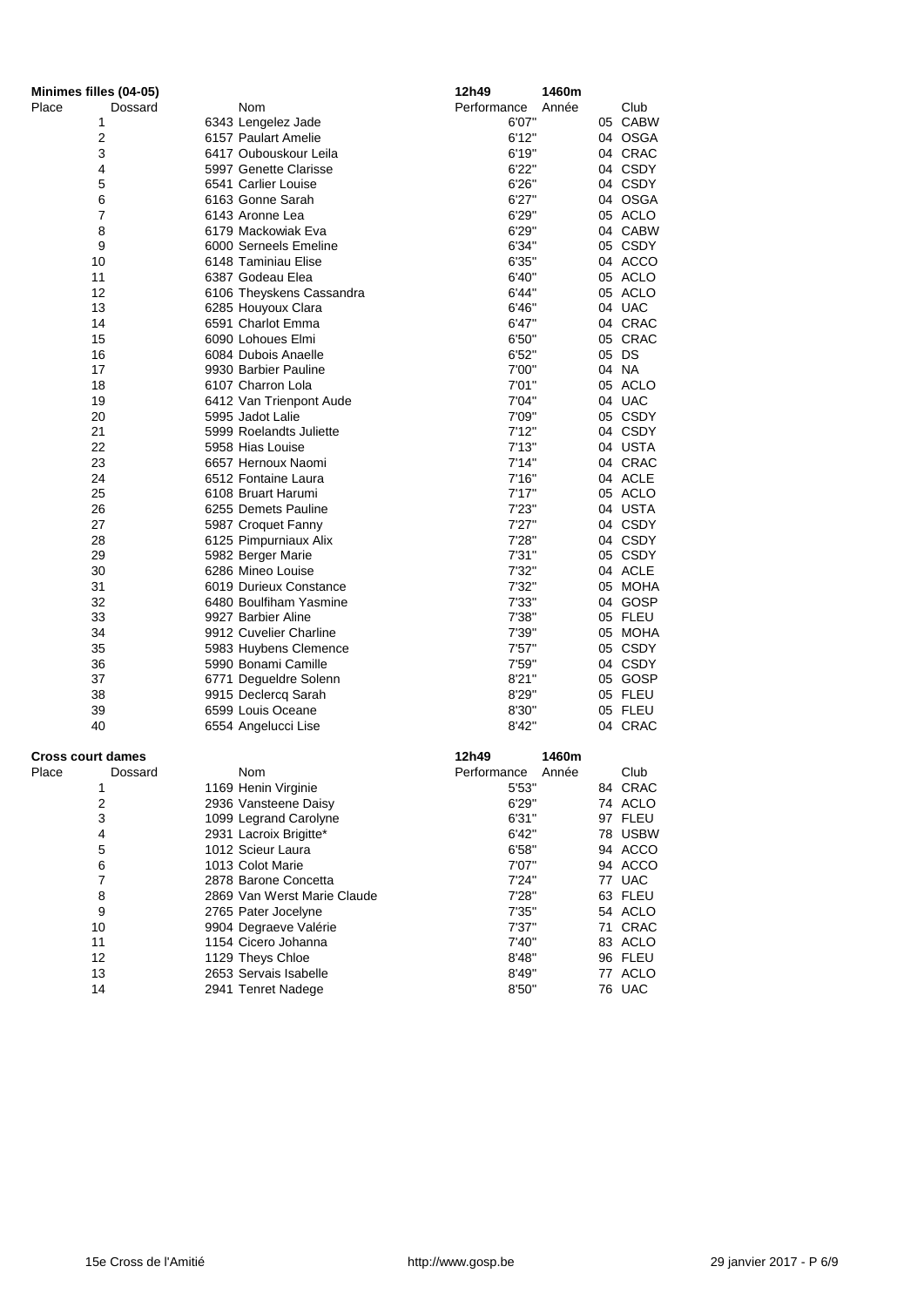## Minimes filles (04-05)

12h49 — 1460m

| Place | Dossard | Nom | Performance | Année | Club |
|---|---|---|---|---|---|
| 1 | 6343 | Lengelez Jade | 6'07" | 05 | CABW |
| 2 | 6157 | Paulart Amelie | 6'12" | 04 | OSGA |
| 3 | 6417 | Oubouskour Leila | 6'19" | 04 | CRAC |
| 4 | 5997 | Genette Clarisse | 6'22" | 04 | CSDY |
| 5 | 6541 | Carlier Louise | 6'26" | 04 | CSDY |
| 6 | 6163 | Gonne Sarah | 6'27" | 04 | OSGA |
| 7 | 6143 | Aronne Lea | 6'29" | 05 | ACLO |
| 8 | 6179 | Mackowiak Eva | 6'29" | 04 | CABW |
| 9 | 6000 | Serneels Emeline | 6'34" | 05 | CSDY |
| 10 | 6148 | Taminiau Elise | 6'35" | 04 | ACCO |
| 11 | 6387 | Godeau Elea | 6'40" | 05 | ACLO |
| 12 | 6106 | Theyskens Cassandra | 6'44" | 05 | ACLO |
| 13 | 6285 | Houyoux Clara | 6'46" | 04 | UAC |
| 14 | 6591 | Charlot Emma | 6'47" | 04 | CRAC |
| 15 | 6090 | Lohoues Elmi | 6'50" | 05 | CRAC |
| 16 | 6084 | Dubois Anaelle | 6'52" | 05 | DS |
| 17 | 9930 | Barbier Pauline | 7'00" | 04 | NA |
| 18 | 6107 | Charron Lola | 7'01" | 05 | ACLO |
| 19 | 6412 | Van Trienpont Aude | 7'04" | 04 | UAC |
| 20 | 5995 | Jadot Lalie | 7'09" | 05 | CSDY |
| 21 | 5999 | Roelandts Juliette | 7'12" | 04 | CSDY |
| 22 | 5958 | Hias Louise | 7'13" | 04 | USTA |
| 23 | 6657 | Hernoux Naomi | 7'14" | 04 | CRAC |
| 24 | 6512 | Fontaine Laura | 7'16" | 04 | ACLE |
| 25 | 6108 | Bruart Harumi | 7'17" | 05 | ACLO |
| 26 | 6255 | Demets Pauline | 7'23" | 04 | USTA |
| 27 | 5987 | Croquet Fanny | 7'27" | 04 | CSDY |
| 28 | 6125 | Pimpurniaux Alix | 7'28" | 04 | CSDY |
| 29 | 5982 | Berger Marie | 7'31" | 05 | CSDY |
| 30 | 6286 | Mineo Louise | 7'32" | 04 | ACLE |
| 31 | 6019 | Durieux Constance | 7'32" | 05 | MOHA |
| 32 | 6480 | Boulfiham Yasmine | 7'33" | 04 | GOSP |
| 33 | 9927 | Barbier Aline | 7'38" | 05 | FLEU |
| 34 | 9912 | Cuvelier Charline | 7'39" | 05 | MOHA |
| 35 | 5983 | Huybens Clemence | 7'57" | 05 | CSDY |
| 36 | 5990 | Bonami Camille | 7'59" | 04 | CSDY |
| 37 | 6771 | Degueldre Solenn | 8'21" | 05 | GOSP |
| 38 | 9915 | Declercq Sarah | 8'29" | 05 | FLEU |
| 39 | 6599 | Louis Oceane | 8'30" | 05 | FLEU |
| 40 | 6554 | Angelucci Lise | 8'42" | 04 | CRAC |

## Cross court dames

12h49 — 1460m

| Place | Dossard | Nom | Performance | Année | Club |
|---|---|---|---|---|---|
| 1 | 1169 | Henin Virginie | 5'53" | 84 | CRAC |
| 2 | 2936 | Vansteene Daisy | 6'29" | 74 | ACLO |
| 3 | 1099 | Legrand Carolyne | 6'31" | 97 | FLEU |
| 4 | 2931 | Lacroix Brigitte* | 6'42" | 78 | USBW |
| 5 | 1012 | Scieur Laura | 6'58" | 94 | ACCO |
| 6 | 1013 | Colot Marie | 7'07" | 94 | ACCO |
| 7 | 2878 | Barone Concetta | 7'24" | 77 | UAC |
| 8 | 2869 | Van Werst Marie Claude | 7'28" | 63 | FLEU |
| 9 | 2765 | Pater Jocelyne | 7'35" | 54 | ACLO |
| 10 | 9904 | Degraeve Valérie | 7'37" | 71 | CRAC |
| 11 | 1154 | Cicero Johanna | 7'40" | 83 | ACLO |
| 12 | 1129 | Theys Chloe | 8'48" | 96 | FLEU |
| 13 | 2653 | Servais Isabelle | 8'49" | 77 | ACLO |
| 14 | 2941 | Tenret Nadege | 8'50" | 76 | UAC |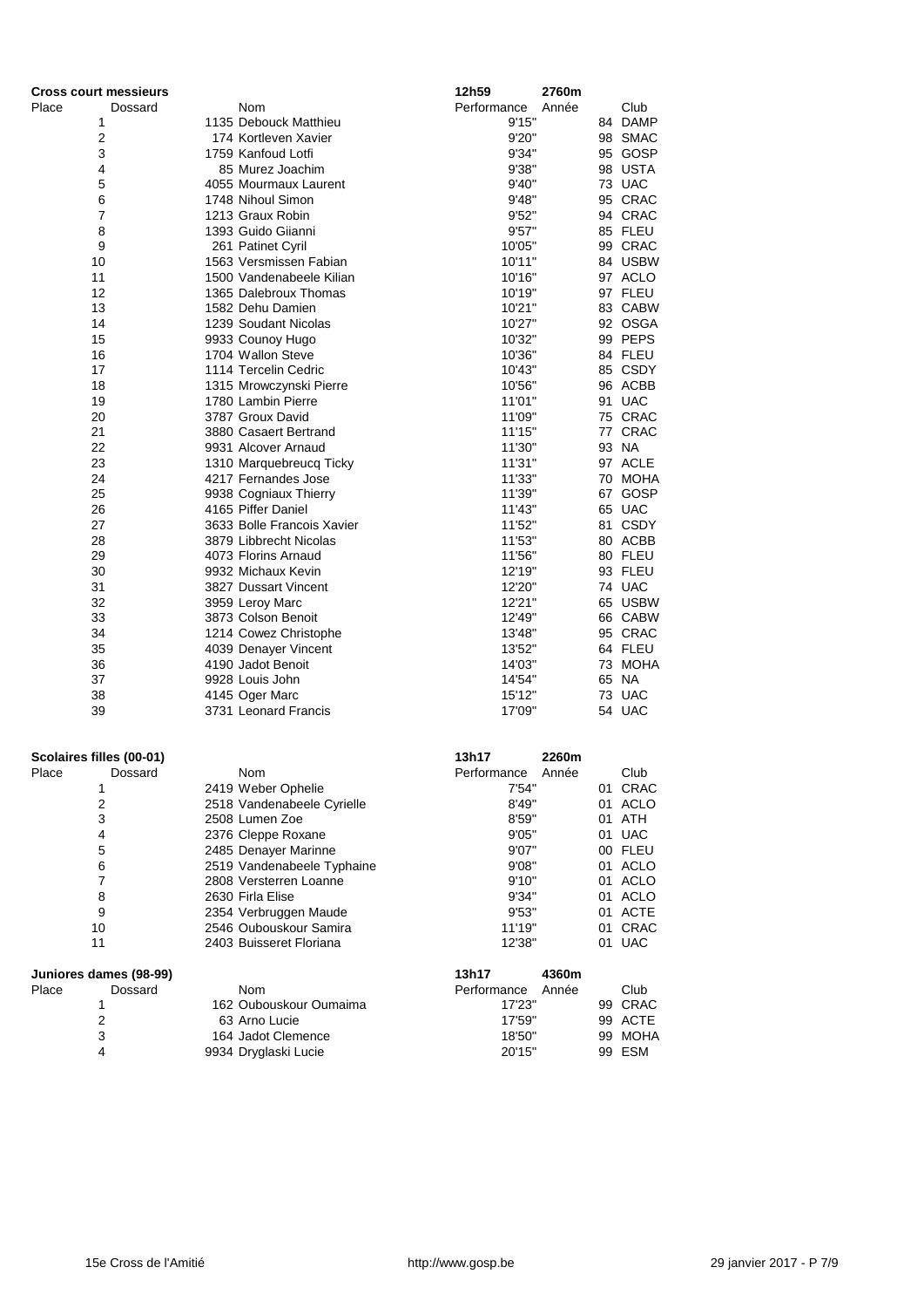## Cross court messieurs

12h59 — 2760m

| Place | Dossard | Nom | Performance | Année | Club |
|---|---|---|---|---|---|
| 1 | 1135 | Debouck Matthieu | 9'15" | 84 | DAMP |
| 2 | 174 | Kortleven Xavier | 9'20" | 98 | SMAC |
| 3 | 1759 | Kanfoud Lotfi | 9'34" | 95 | GOSP |
| 4 | 85 | Murez Joachim | 9'38" | 98 | USTA |
| 5 | 4055 | Mourmaux Laurent | 9'40" | 73 | UAC |
| 6 | 1748 | Nihoul Simon | 9'48" | 95 | CRAC |
| 7 | 1213 | Graux Robin | 9'52" | 94 | CRAC |
| 8 | 1393 | Guido Giianni | 9'57" | 85 | FLEU |
| 9 | 261 | Patinet Cyril | 10'05" | 99 | CRAC |
| 10 | 1563 | Versmissen Fabian | 10'11" | 84 | USBW |
| 11 | 1500 | Vandenabeele Kilian | 10'16" | 97 | ACLO |
| 12 | 1365 | Dalebroux Thomas | 10'19" | 97 | FLEU |
| 13 | 1582 | Dehu Damien | 10'21" | 83 | CABW |
| 14 | 1239 | Soudant Nicolas | 10'27" | 92 | OSGA |
| 15 | 9933 | Counoy Hugo | 10'32" | 99 | PEPS |
| 16 | 1704 | Wallon Steve | 10'36" | 84 | FLEU |
| 17 | 1114 | Tercelin Cedric | 10'43" | 85 | CSDY |
| 18 | 1315 | Mrowczynski Pierre | 10'56" | 96 | ACBB |
| 19 | 1780 | Lambin Pierre | 11'01" | 91 | UAC |
| 20 | 3787 | Groux David | 11'09" | 75 | CRAC |
| 21 | 3880 | Casaert Bertrand | 11'15" | 77 | CRAC |
| 22 | 9931 | Alcover Arnaud | 11'30" | 93 | NA |
| 23 | 1310 | Marquebreucq Ticky | 11'31" | 97 | ACLE |
| 24 | 4217 | Fernandes Jose | 11'33" | 70 | MOHA |
| 25 | 9938 | Cogniaux Thierry | 11'39" | 67 | GOSP |
| 26 | 4165 | Piffer Daniel | 11'43" | 65 | UAC |
| 27 | 3633 | Bolle Francois Xavier | 11'52" | 81 | CSDY |
| 28 | 3879 | Libbrecht Nicolas | 11'53" | 80 | ACBB |
| 29 | 4073 | Florins Arnaud | 11'56" | 80 | FLEU |
| 30 | 9932 | Michaux Kevin | 12'19" | 93 | FLEU |
| 31 | 3827 | Dussart Vincent | 12'20" | 74 | UAC |
| 32 | 3959 | Leroy Marc | 12'21" | 65 | USBW |
| 33 | 3873 | Colson Benoit | 12'49" | 66 | CABW |
| 34 | 1214 | Cowez Christophe | 13'48" | 95 | CRAC |
| 35 | 4039 | Denayer Vincent | 13'52" | 64 | FLEU |
| 36 | 4190 | Jadot Benoit | 14'03" | 73 | MOHA |
| 37 | 9928 | Louis John | 14'54" | 65 | NA |
| 38 | 4145 | Oger Marc | 15'12" | 73 | UAC |
| 39 | 3731 | Leonard Francis | 17'09" | 54 | UAC |

## Scolaires filles (00-01)

13h17 — 2260m

| Place | Dossard | Nom | Performance | Année | Club |
|---|---|---|---|---|---|
| 1 | 2419 | Weber Ophelie | 7'54" | 01 | CRAC |
| 2 | 2518 | Vandenabeele Cyrielle | 8'49" | 01 | ACLO |
| 3 | 2508 | Lumen Zoe | 8'59" | 01 | ATH |
| 4 | 2376 | Cleppe Roxane | 9'05" | 01 | UAC |
| 5 | 2485 | Denayer Marinne | 9'07" | 00 | FLEU |
| 6 | 2519 | Vandenabeele Typhaine | 9'08" | 01 | ACLO |
| 7 | 2808 | Versterren Loanne | 9'10" | 01 | ACLO |
| 8 | 2630 | Firla Elise | 9'34" | 01 | ACLO |
| 9 | 2354 | Verbruggen Maude | 9'53" | 01 | ACTE |
| 10 | 2546 | Oubouskour Samira | 11'19" | 01 | CRAC |
| 11 | 2403 | Buisseret Floriana | 12'38" | 01 | UAC |

## Juniores dames (98-99)

13h17 — 4360m

| Place | Dossard | Nom | Performance | Année | Club |
|---|---|---|---|---|---|
| 1 | 162 | Oubouskour Oumaima | 17'23" | 99 | CRAC |
| 2 | 63 | Arno Lucie | 17'59" | 99 | ACTE |
| 3 | 164 | Jadot Clemence | 18'50" | 99 | MOHA |
| 4 | 9934 | Dryglaski Lucie | 20'15" | 99 | ESM |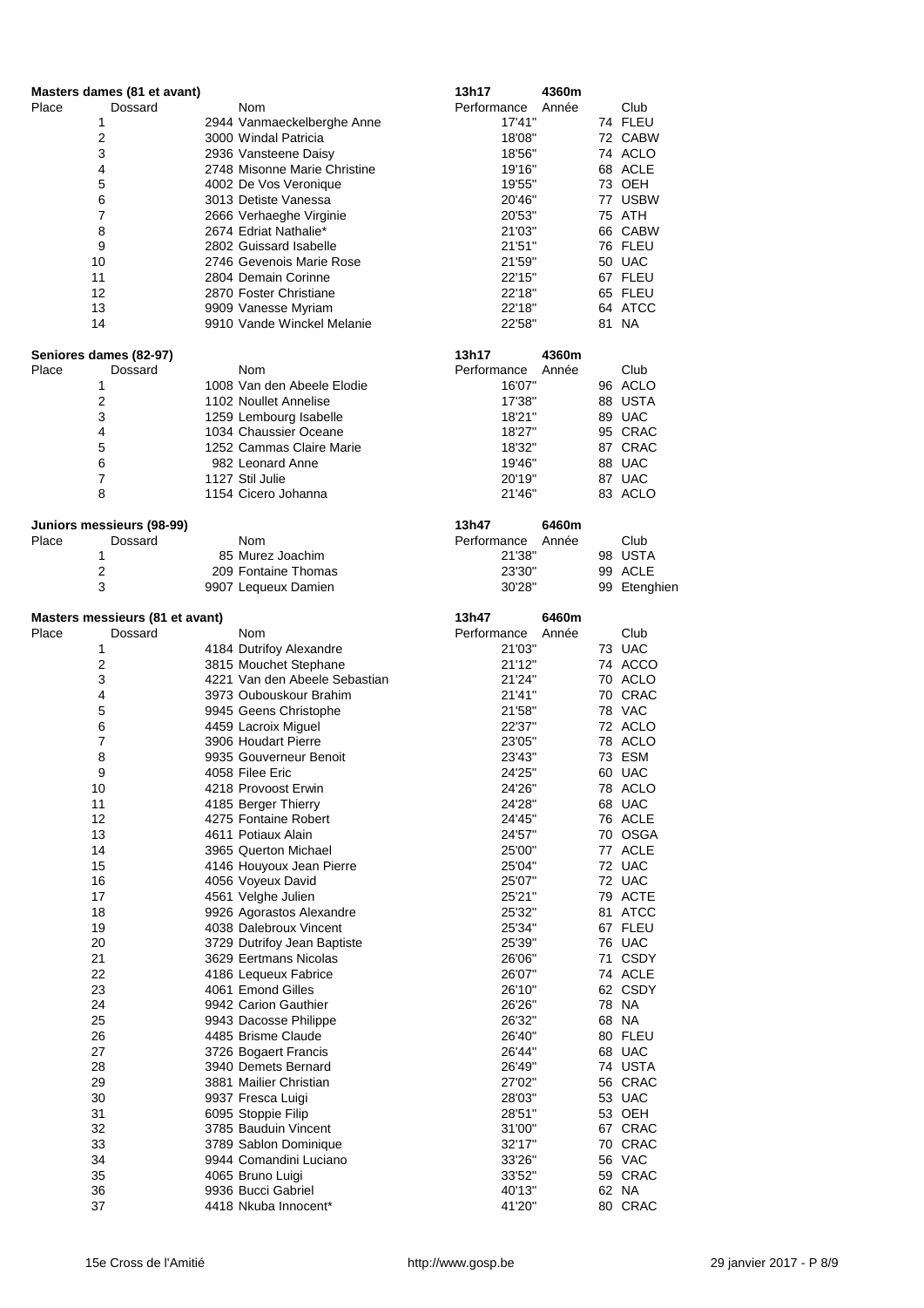## Masters dames (81 et avant)

13h17 — 4360m

| Place | Dossard | Nom | Performance | Année | Club |
|---|---|---|---|---|---|
| 1 | 2944 | Vanmaeckelberghe Anne | 17'41" | 74 | FLEU |
| 2 | 3000 | Windal Patricia | 18'08" | 72 | CABW |
| 3 | 2936 | Vansteene Daisy | 18'56" | 74 | ACLO |
| 4 | 2748 | Misonne Marie Christine | 19'16" | 68 | ACLE |
| 5 | 4002 | De Vos Veronique | 19'55" | 73 | OEH |
| 6 | 3013 | Detiste Vanessa | 20'46" | 77 | USBW |
| 7 | 2666 | Verhaeghe Virginie | 20'53" | 75 | ATH |
| 8 | 2674 | Edriat Nathalie* | 21'03" | 66 | CABW |
| 9 | 2802 | Guissard Isabelle | 21'51" | 76 | FLEU |
| 10 | 2746 | Gevenois Marie Rose | 21'59" | 50 | UAC |
| 11 | 2804 | Demain Corinne | 22'15" | 67 | FLEU |
| 12 | 2870 | Foster Christiane | 22'18" | 65 | FLEU |
| 13 | 9909 | Vanesse Myriam | 22'18" | 64 | ATCC |
| 14 | 9910 | Vande Winckel Melanie | 22'58" | 81 | NA |

## Seniores dames (82-97)

13h17 — 4360m

| Place | Dossard | Nom | Performance | Année | Club |
|---|---|---|---|---|---|
| 1 | 1008 | Van den Abeele Elodie | 16'07" | 96 | ACLO |
| 2 | 1102 | Noullet Annelise | 17'38" | 88 | USTA |
| 3 | 1259 | Lembourg Isabelle | 18'21" | 89 | UAC |
| 4 | 1034 | Chaussier Oceane | 18'27" | 95 | CRAC |
| 5 | 1252 | Cammas Claire Marie | 18'32" | 87 | CRAC |
| 6 | 982 | Leonard Anne | 19'46" | 88 | UAC |
| 7 | 1127 | Stil Julie | 20'19" | 87 | UAC |
| 8 | 1154 | Cicero Johanna | 21'46" | 83 | ACLO |

## Juniors messieurs (98-99)

13h47 — 6460m

| Place | Dossard | Nom | Performance | Année | Club |
|---|---|---|---|---|---|
| 1 | 85 | Murez Joachim | 21'38" | 98 | USTA |
| 2 | 209 | Fontaine Thomas | 23'30" | 99 | ACLE |
| 3 | 9907 | Lequeux Damien | 30'28" | 99 | Etenghien |

## Masters messieurs (81 et avant)

13h47 — 6460m

| Place | Dossard | Nom | Performance | Année | Club |
|---|---|---|---|---|---|
| 1 | 4184 | Dutrifoy Alexandre | 21'03" | 73 | UAC |
| 2 | 3815 | Mouchet Stephane | 21'12" | 74 | ACCO |
| 3 | 4221 | Van den Abeele Sebastian | 21'24" | 70 | ACLO |
| 4 | 3973 | Oubouskour Brahim | 21'41" | 70 | CRAC |
| 5 | 9945 | Geens Christophe | 21'58" | 78 | VAC |
| 6 | 4459 | Lacroix Miguel | 22'37" | 72 | ACLO |
| 7 | 3906 | Houdart Pierre | 23'05" | 78 | ACLO |
| 8 | 9935 | Gouverneur Benoit | 23'43" | 73 | ESM |
| 9 | 4058 | Filee Eric | 24'25" | 60 | UAC |
| 10 | 4218 | Provoost Erwin | 24'26" | 78 | ACLO |
| 11 | 4185 | Berger Thierry | 24'28" | 68 | UAC |
| 12 | 4275 | Fontaine Robert | 24'45" | 76 | ACLE |
| 13 | 4611 | Potiaux Alain | 24'57" | 70 | OSGA |
| 14 | 3965 | Querton Michael | 25'00" | 77 | ACLE |
| 15 | 4146 | Houyoux Jean Pierre | 25'04" | 72 | UAC |
| 16 | 4056 | Voyeux David | 25'07" | 72 | UAC |
| 17 | 4561 | Velghe Julien | 25'21" | 79 | ACTE |
| 18 | 9926 | Agorastos Alexandre | 25'32" | 81 | ATCC |
| 19 | 4038 | Dalebroux Vincent | 25'34" | 67 | FLEU |
| 20 | 3729 | Dutrifoy Jean Baptiste | 25'39" | 76 | UAC |
| 21 | 3629 | Eertmans Nicolas | 26'06" | 71 | CSDY |
| 22 | 4186 | Lequeux Fabrice | 26'07" | 74 | ACLE |
| 23 | 4061 | Emond Gilles | 26'10" | 62 | CSDY |
| 24 | 9942 | Carion Gauthier | 26'26" | 78 | NA |
| 25 | 9943 | Dacosse Philippe | 26'32" | 68 | NA |
| 26 | 4485 | Brisme Claude | 26'40" | 80 | FLEU |
| 27 | 3726 | Bogaert Francis | 26'44" | 68 | UAC |
| 28 | 3940 | Demets Bernard | 26'49" | 74 | USTA |
| 29 | 3881 | Mailier Christian | 27'02" | 56 | CRAC |
| 30 | 9937 | Fresca Luigi | 28'03" | 53 | UAC |
| 31 | 6095 | Stoppie Filip | 28'51" | 53 | OEH |
| 32 | 3785 | Bauduin Vincent | 31'00" | 67 | CRAC |
| 33 | 3789 | Sablon Dominique | 32'17" | 70 | CRAC |
| 34 | 9944 | Comandini Luciano | 33'26" | 56 | VAC |
| 35 | 4065 | Bruno Luigi | 33'52" | 59 | CRAC |
| 36 | 9936 | Bucci Gabriel | 40'13" | 62 | NA |
| 37 | 4418 | Nkuba Innocent* | 41'20" | 80 | CRAC |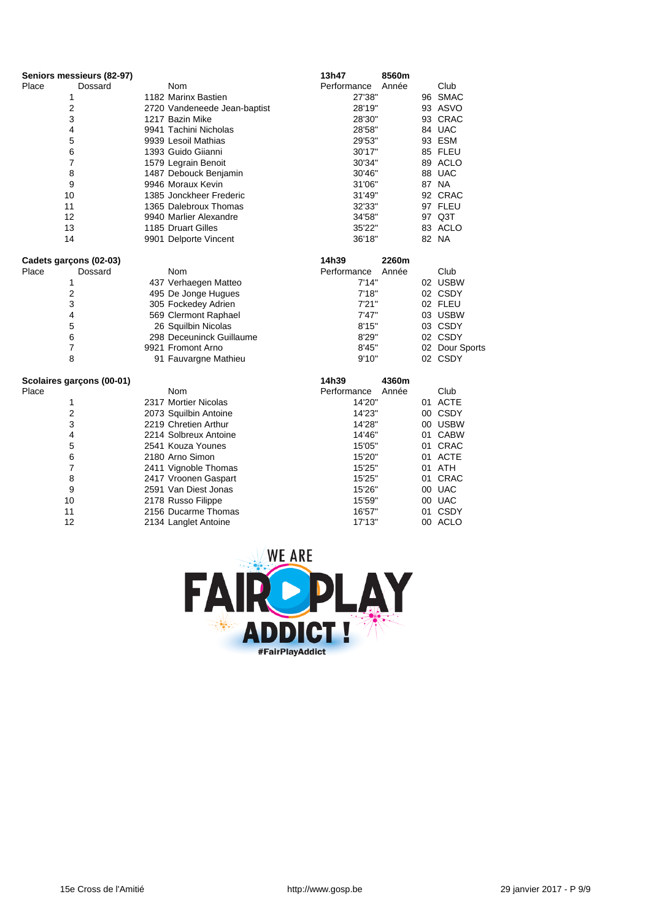**Seniors messieurs (82-97)** — 13h47 — 8560m

| Place | Dossard | Nom | Performance | Année | Club |
|---|---|---|---|---|---|
| 1 | 1182 | Marinx Bastien | 27'38" | 96 | SMAC |
| 2 | 2720 | Vandeneede Jean-baptist | 28'19" | 93 | ASVO |
| 3 | 1217 | Bazin Mike | 28'30" | 93 | CRAC |
| 4 | 9941 | Tachini Nicholas | 28'58" | 84 | UAC |
| 5 | 9939 | Lesoil Mathias | 29'53" | 93 | ESM |
| 6 | 1393 | Guido Giianni | 30'17" | 85 | FLEU |
| 7 | 1579 | Legrain Benoit | 30'34" | 89 | ACLO |
| 8 | 1487 | Debouck Benjamin | 30'46" | 88 | UAC |
| 9 | 9946 | Moraux Kevin | 31'06" | 87 | NA |
| 10 | 1385 | Jonckheer Frederic | 31'49" | 92 | CRAC |
| 11 | 1365 | Dalebroux Thomas | 32'33" | 97 | FLEU |
| 12 | 9940 | Marlier Alexandre | 34'58" | 97 | Q3T |
| 13 | 1185 | Druart Gilles | 35'22" | 83 | ACLO |
| 14 | 9901 | Delporte Vincent | 36'18" | 82 | NA |

**Cadets garçons (02-03)** — 14h39 — 2260m

| Place | Dossard | Nom | Performance | Année | Club |
|---|---|---|---|---|---|
| 1 | 437 | Verhaegen Matteo | 7'14" | 02 | USBW |
| 2 | 495 | De Jonge Hugues | 7'18" | 02 | CSDY |
| 3 | 305 | Fockedey Adrien | 7'21" | 02 | FLEU |
| 4 | 569 | Clermont Raphael | 7'47" | 03 | USBW |
| 5 | 26 | Squilbin Nicolas | 8'15" | 03 | CSDY |
| 6 | 298 | Deceuninck Guillaume | 8'29" | 02 | CSDY |
| 7 | 9921 | Fromont Arno | 8'45" | 02 | Dour Sports |
| 8 | 91 | Fauvargne Mathieu | 9'10" | 02 | CSDY |

**Scolaires garçons (00-01)** — 14h39 — 4360m

| Place | Dossard | Nom | Performance | Année | Club |
|---|---|---|---|---|---|
| 1 | 2317 | Mortier Nicolas | 14'20" | 01 | ACTE |
| 2 | 2073 | Squilbin Antoine | 14'23" | 00 | CSDY |
| 3 | 2219 | Chretien Arthur | 14'28" | 00 | USBW |
| 4 | 2214 | Solbreux Antoine | 14'46" | 01 | CABW |
| 5 | 2541 | Kouza Younes | 15'05" | 01 | CRAC |
| 6 | 2180 | Arno Simon | 15'20" | 01 | ACTE |
| 7 | 2411 | Vignoble Thomas | 15'25" | 01 | ATH |
| 8 | 2417 | Vroonen Gaspart | 15'25" | 01 | CRAC |
| 9 | 2591 | Van Diest Jonas | 15'26" | 00 | UAC |
| 10 | 2178 | Russo Filippe | 15'59" | 00 | UAC |
| 11 | 2156 | Ducarme Thomas | 16'57" | 01 | CSDY |
| 12 | 2134 | Langlet Antoine | 17'13" | 00 | ACLO |

WE ARE FAIR PLAY ADDICT !

#FairPlayAddict

15e Cross de l'Amitié — http://www.gosp.be — 29 janvier 2017